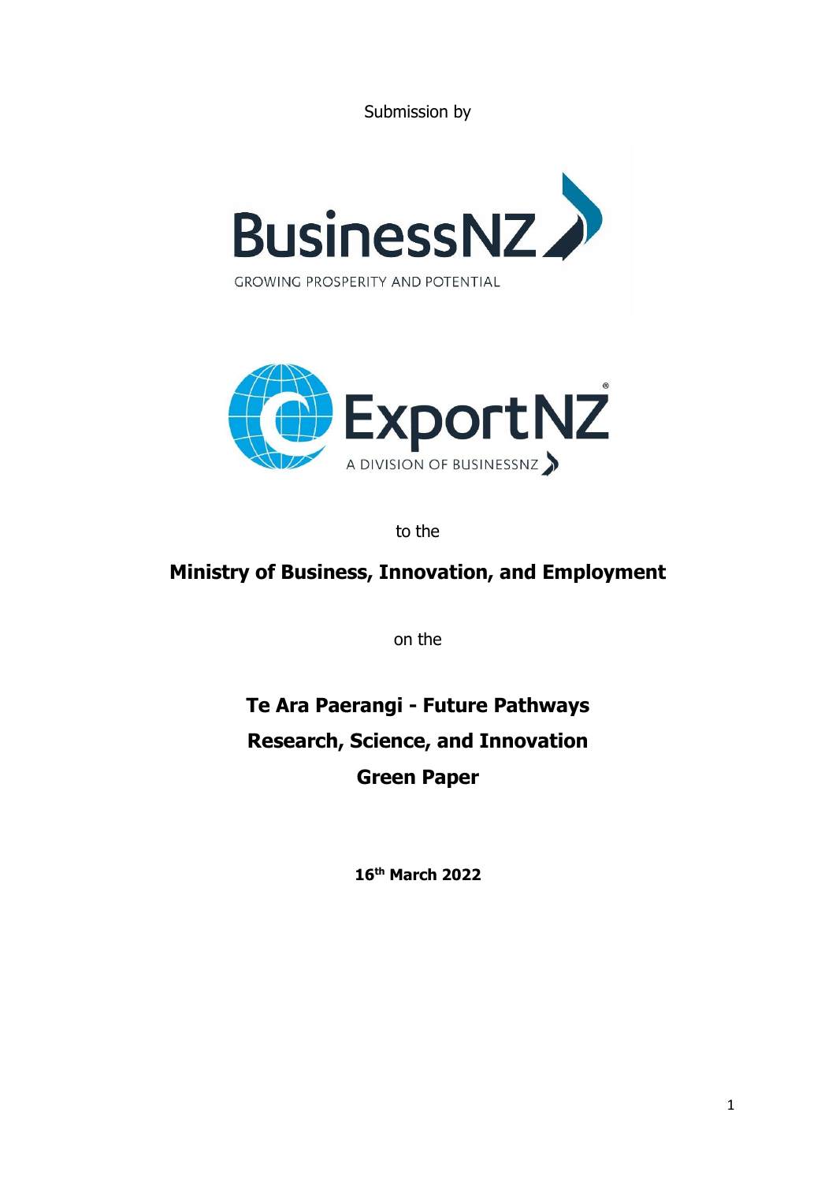Submission by

BusinessNZ

GROWING PROSPERITY AND POTENTIAL

ExportNZ

A DIVISION OF BUSINESSNZ

to the

**Ministry of Business, Innovation, and Employment**

on the

# Te Ara Paerangi - Future Pathways Research, Science, and Innovation Green Paper

**16th March 2022**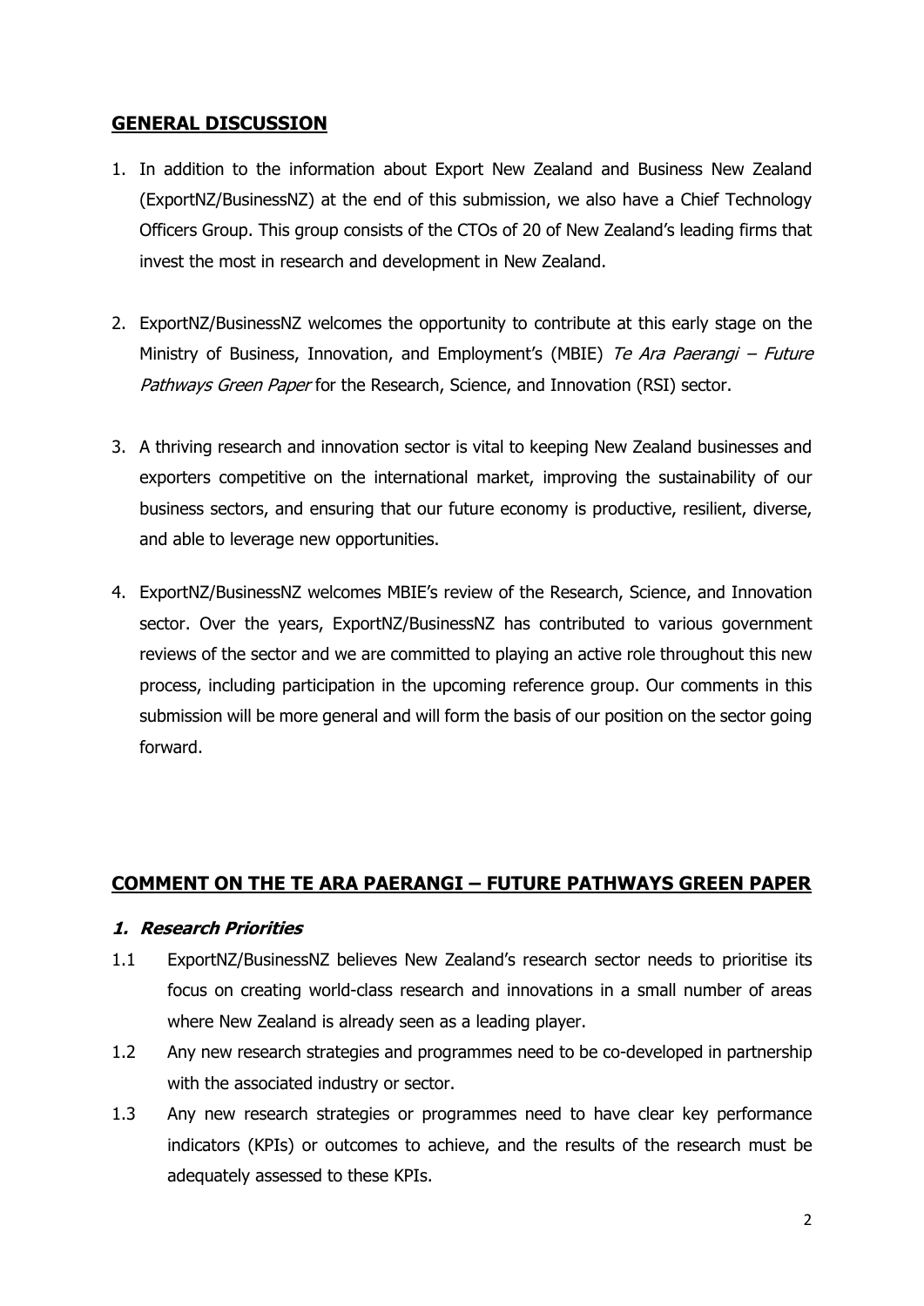## GENERAL DISCUSSION

1. In addition to the information about Export New Zealand and Business New Zealand (ExportNZ/BusinessNZ) at the end of this submission, we also have a Chief Technology Officers Group. This group consists of the CTOs of 20 of New Zealand's leading firms that invest the most in research and development in New Zealand.

2. ExportNZ/BusinessNZ welcomes the opportunity to contribute at this early stage on the Ministry of Business, Innovation, and Employment's (MBIE) *Te Ara Paerangi – Future Pathways Green Paper* for the Research, Science, and Innovation (RSI) sector.

3. A thriving research and innovation sector is vital to keeping New Zealand businesses and exporters competitive on the international market, improving the sustainability of our business sectors, and ensuring that our future economy is productive, resilient, diverse, and able to leverage new opportunities.

4. ExportNZ/BusinessNZ welcomes MBIE's review of the Research, Science, and Innovation sector. Over the years, ExportNZ/BusinessNZ has contributed to various government reviews of the sector and we are committed to playing an active role throughout this new process, including participation in the upcoming reference group. Our comments in this submission will be more general and will form the basis of our position on the sector going forward.

## COMMENT ON THE TE ARA PAERANGI – FUTURE PATHWAYS GREEN PAPER

### *1. Research Priorities*

1.1 ExportNZ/BusinessNZ believes New Zealand's research sector needs to prioritise its focus on creating world-class research and innovations in a small number of areas where New Zealand is already seen as a leading player.

1.2 Any new research strategies and programmes need to be co-developed in partnership with the associated industry or sector.

1.3 Any new research strategies or programmes need to have clear key performance indicators (KPIs) or outcomes to achieve, and the results of the research must be adequately assessed to these KPIs.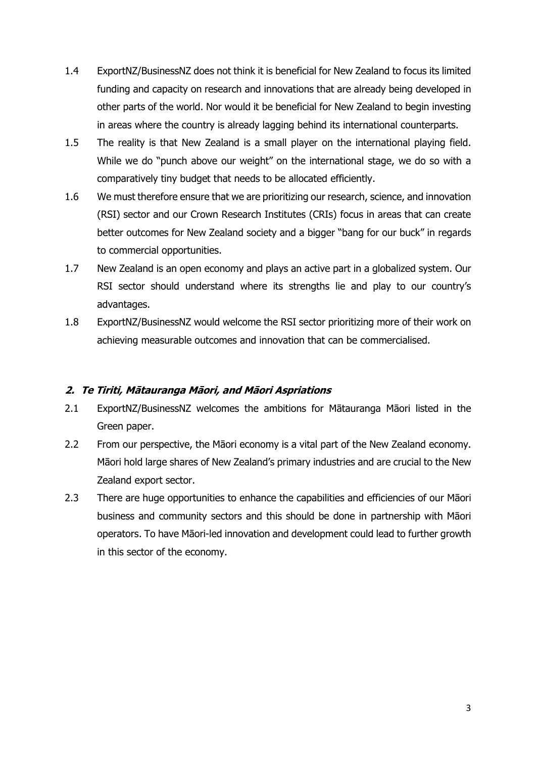1.4 ExportNZ/BusinessNZ does not think it is beneficial for New Zealand to focus its limited funding and capacity on research and innovations that are already being developed in other parts of the world. Nor would it be beneficial for New Zealand to begin investing in areas where the country is already lagging behind its international counterparts.

1.5 The reality is that New Zealand is a small player on the international playing field. While we do "punch above our weight" on the international stage, we do so with a comparatively tiny budget that needs to be allocated efficiently.

1.6 We must therefore ensure that we are prioritizing our research, science, and innovation (RSI) sector and our Crown Research Institutes (CRIs) focus in areas that can create better outcomes for New Zealand society and a bigger "bang for our buck" in regards to commercial opportunities.

1.7 New Zealand is an open economy and plays an active part in a globalized system. Our RSI sector should understand where its strengths lie and play to our country's advantages.

1.8 ExportNZ/BusinessNZ would welcome the RSI sector prioritizing more of their work on achieving measurable outcomes and innovation that can be commercialised.

## 2. Te Tiriti, Mātauranga Māori, and Māori Aspriations

2.1 ExportNZ/BusinessNZ welcomes the ambitions for Mātauranga Māori listed in the Green paper.

2.2 From our perspective, the Māori economy is a vital part of the New Zealand economy. Māori hold large shares of New Zealand's primary industries and are crucial to the New Zealand export sector.

2.3 There are huge opportunities to enhance the capabilities and efficiencies of our Māori business and community sectors and this should be done in partnership with Māori operators. To have Māori-led innovation and development could lead to further growth in this sector of the economy.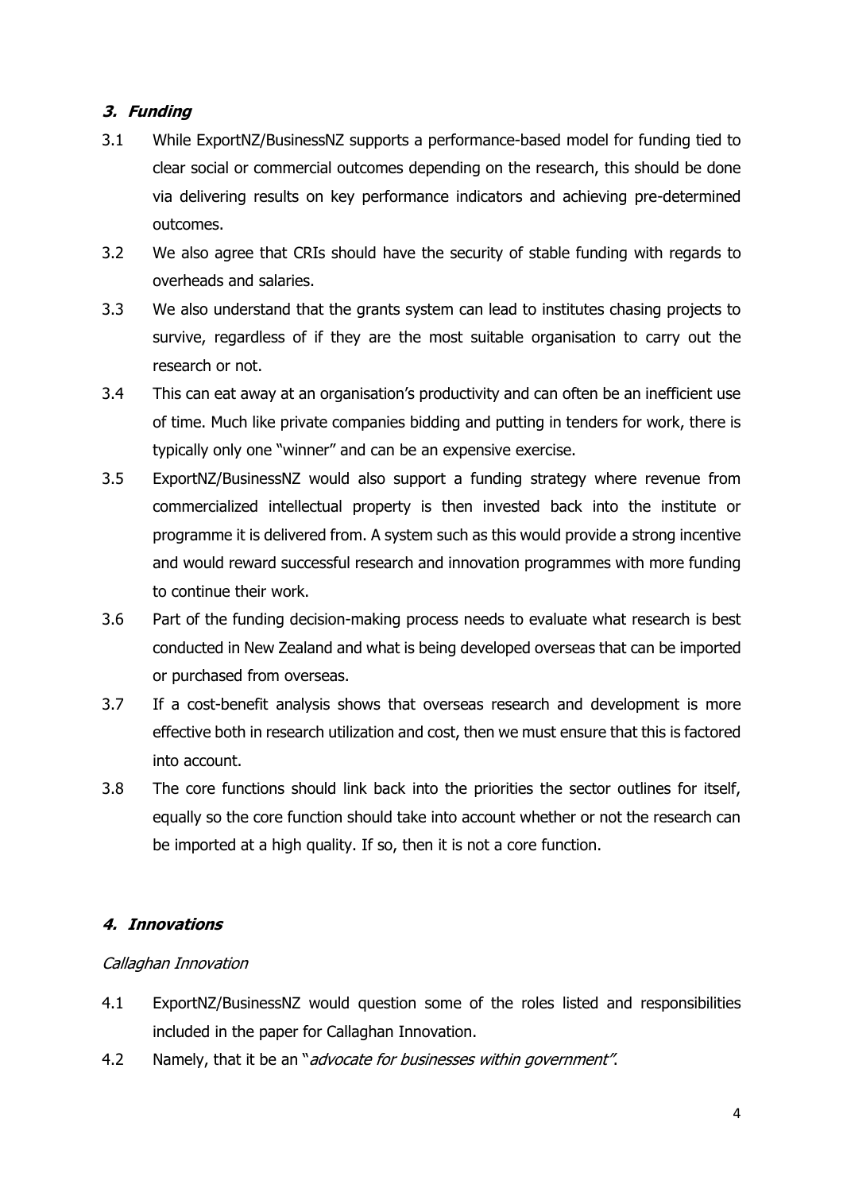### ***3. Funding***

3.1 While ExportNZ/BusinessNZ supports a performance-based model for funding tied to clear social or commercial outcomes depending on the research, this should be done via delivering results on key performance indicators and achieving pre-determined outcomes.

3.2 We also agree that CRIs should have the security of stable funding with regards to overheads and salaries.

3.3 We also understand that the grants system can lead to institutes chasing projects to survive, regardless of if they are the most suitable organisation to carry out the research or not.

3.4 This can eat away at an organisation's productivity and can often be an inefficient use of time. Much like private companies bidding and putting in tenders for work, there is typically only one "winner" and can be an expensive exercise.

3.5 ExportNZ/BusinessNZ would also support a funding strategy where revenue from commercialized intellectual property is then invested back into the institute or programme it is delivered from. A system such as this would provide a strong incentive and would reward successful research and innovation programmes with more funding to continue their work.

3.6 Part of the funding decision-making process needs to evaluate what research is best conducted in New Zealand and what is being developed overseas that can be imported or purchased from overseas.

3.7 If a cost-benefit analysis shows that overseas research and development is more effective both in research utilization and cost, then we must ensure that this is factored into account.

3.8 The core functions should link back into the priorities the sector outlines for itself, equally so the core function should take into account whether or not the research can be imported at a high quality. If so, then it is not a core function.

### ***4. Innovations***

*Callaghan Innovation*

4.1 ExportNZ/BusinessNZ would question some of the roles listed and responsibilities included in the paper for Callaghan Innovation.

4.2 Namely, that it be an "*advocate for businesses within government"*.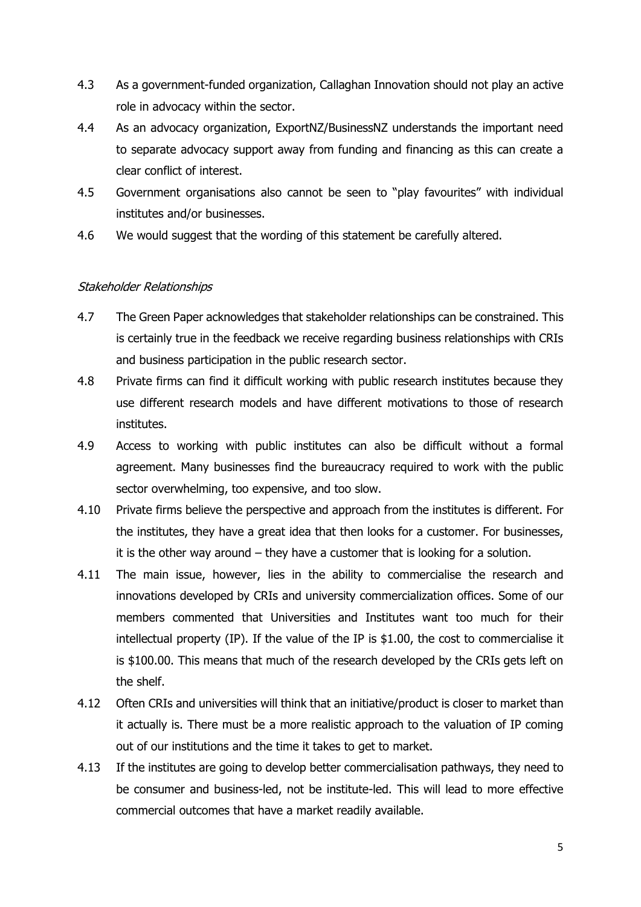4.3 As a government-funded organization, Callaghan Innovation should not play an active role in advocacy within the sector.

4.4 As an advocacy organization, ExportNZ/BusinessNZ understands the important need to separate advocacy support away from funding and financing as this can create a clear conflict of interest.

4.5 Government organisations also cannot be seen to "play favourites" with individual institutes and/or businesses.

4.6 We would suggest that the wording of this statement be carefully altered.

*Stakeholder Relationships*

4.7 The Green Paper acknowledges that stakeholder relationships can be constrained. This is certainly true in the feedback we receive regarding business relationships with CRIs and business participation in the public research sector.

4.8 Private firms can find it difficult working with public research institutes because they use different research models and have different motivations to those of research institutes.

4.9 Access to working with public institutes can also be difficult without a formal agreement. Many businesses find the bureaucracy required to work with the public sector overwhelming, too expensive, and too slow.

4.10 Private firms believe the perspective and approach from the institutes is different. For the institutes, they have a great idea that then looks for a customer. For businesses, it is the other way around – they have a customer that is looking for a solution.

4.11 The main issue, however, lies in the ability to commercialise the research and innovations developed by CRIs and university commercialization offices. Some of our members commented that Universities and Institutes want too much for their intellectual property (IP). If the value of the IP is $1.00, the cost to commercialise it is $100.00. This means that much of the research developed by the CRIs gets left on the shelf.

4.12 Often CRIs and universities will think that an initiative/product is closer to market than it actually is. There must be a more realistic approach to the valuation of IP coming out of our institutions and the time it takes to get to market.

4.13 If the institutes are going to develop better commercialisation pathways, they need to be consumer and business-led, not be institute-led. This will lead to more effective commercial outcomes that have a market readily available.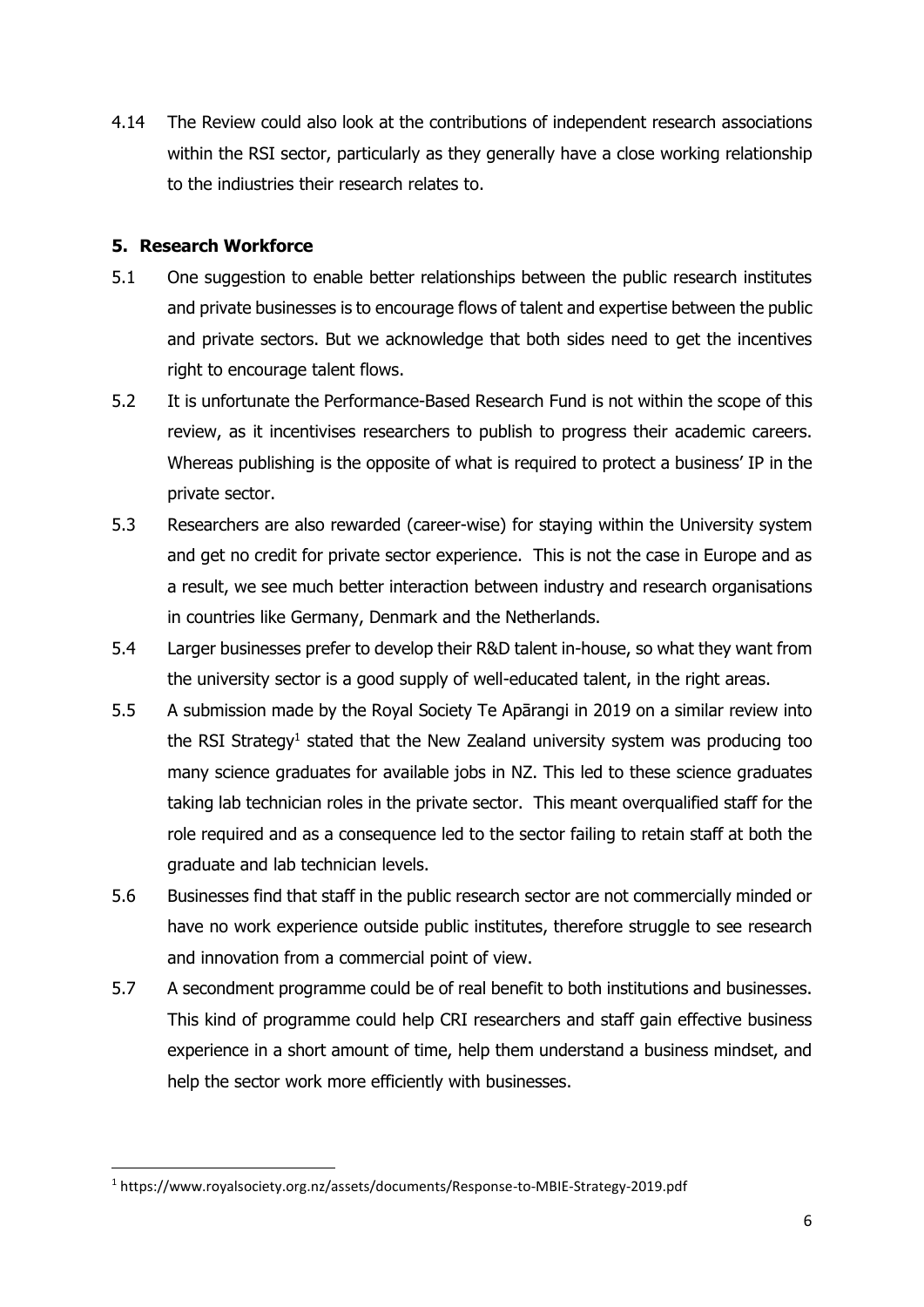4.14 The Review could also look at the contributions of independent research associations within the RSI sector, particularly as they generally have a close working relationship to the indiustries their research relates to.

## 5. Research Workforce

5.1 One suggestion to enable better relationships between the public research institutes and private businesses is to encourage flows of talent and expertise between the public and private sectors. But we acknowledge that both sides need to get the incentives right to encourage talent flows.

5.2 It is unfortunate the Performance-Based Research Fund is not within the scope of this review, as it incentivises researchers to publish to progress their academic careers. Whereas publishing is the opposite of what is required to protect a business' IP in the private sector.

5.3 Researchers are also rewarded (career-wise) for staying within the University system and get no credit for private sector experience. This is not the case in Europe and as a result, we see much better interaction between industry and research organisations in countries like Germany, Denmark and the Netherlands.

5.4 Larger businesses prefer to develop their R&D talent in-house, so what they want from the university sector is a good supply of well-educated talent, in the right areas.

5.5 A submission made by the Royal Society Te Apārangi in 2019 on a similar review into the RSI Strategy[1] stated that the New Zealand university system was producing too many science graduates for available jobs in NZ. This led to these science graduates taking lab technician roles in the private sector. This meant overqualified staff for the role required and as a consequence led to the sector failing to retain staff at both the graduate and lab technician levels.

5.6 Businesses find that staff in the public research sector are not commercially minded or have no work experience outside public institutes, therefore struggle to see research and innovation from a commercial point of view.

5.7 A secondment programme could be of real benefit to both institutions and businesses. This kind of programme could help CRI researchers and staff gain effective business experience in a short amount of time, help them understand a business mindset, and help the sector work more efficiently with businesses.

---

[1] https://www.royalsociety.org.nz/assets/documents/Response-to-MBIE-Strategy-2019.pdf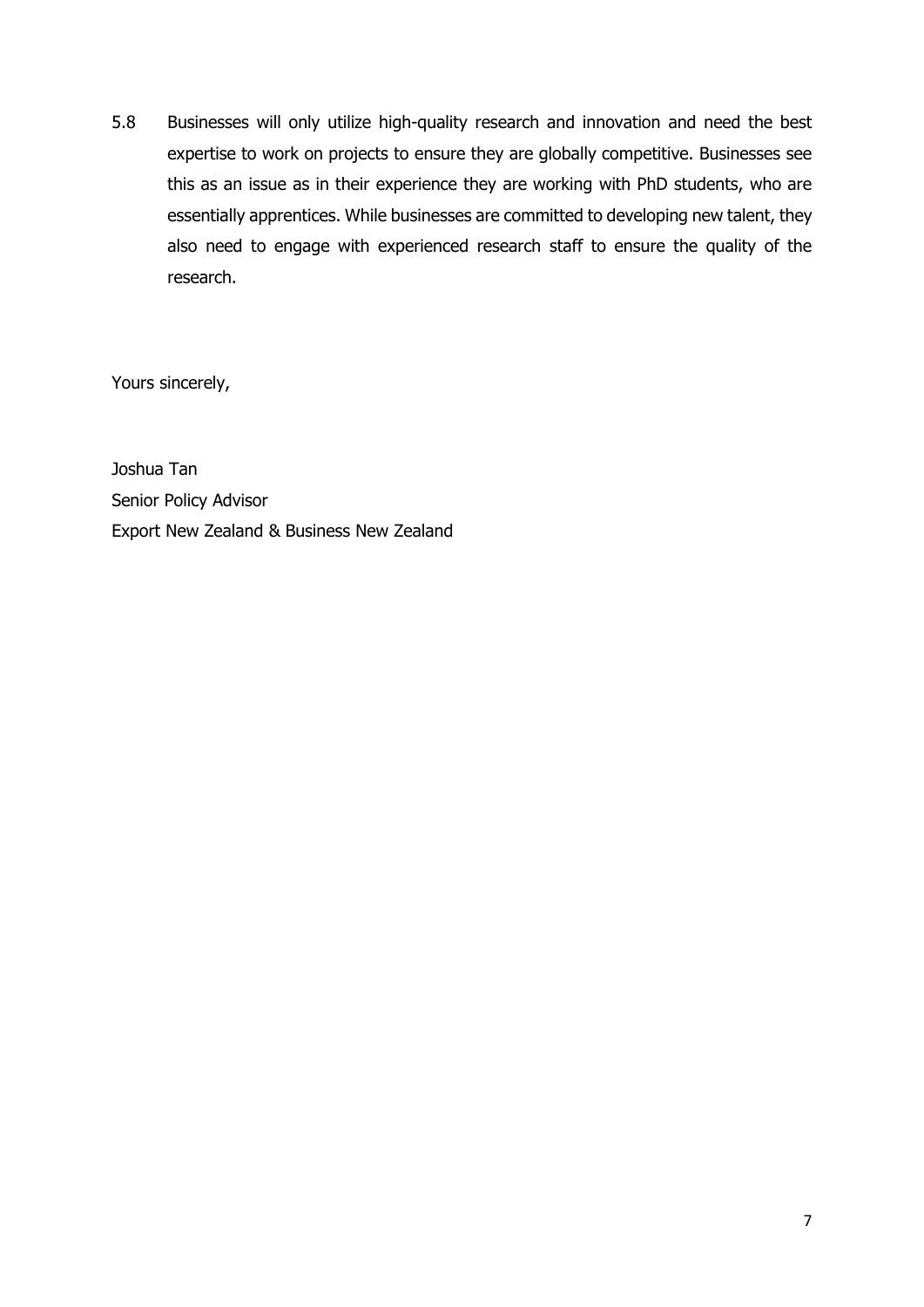5.8 Businesses will only utilize high-quality research and innovation and need the best expertise to work on projects to ensure they are globally competitive. Businesses see this as an issue as in their experience they are working with PhD students, who are essentially apprentices. While businesses are committed to developing new talent, they also need to engage with experienced research staff to ensure the quality of the research.

Yours sincerely,

Joshua Tan
Senior Policy Advisor
Export New Zealand & Business New Zealand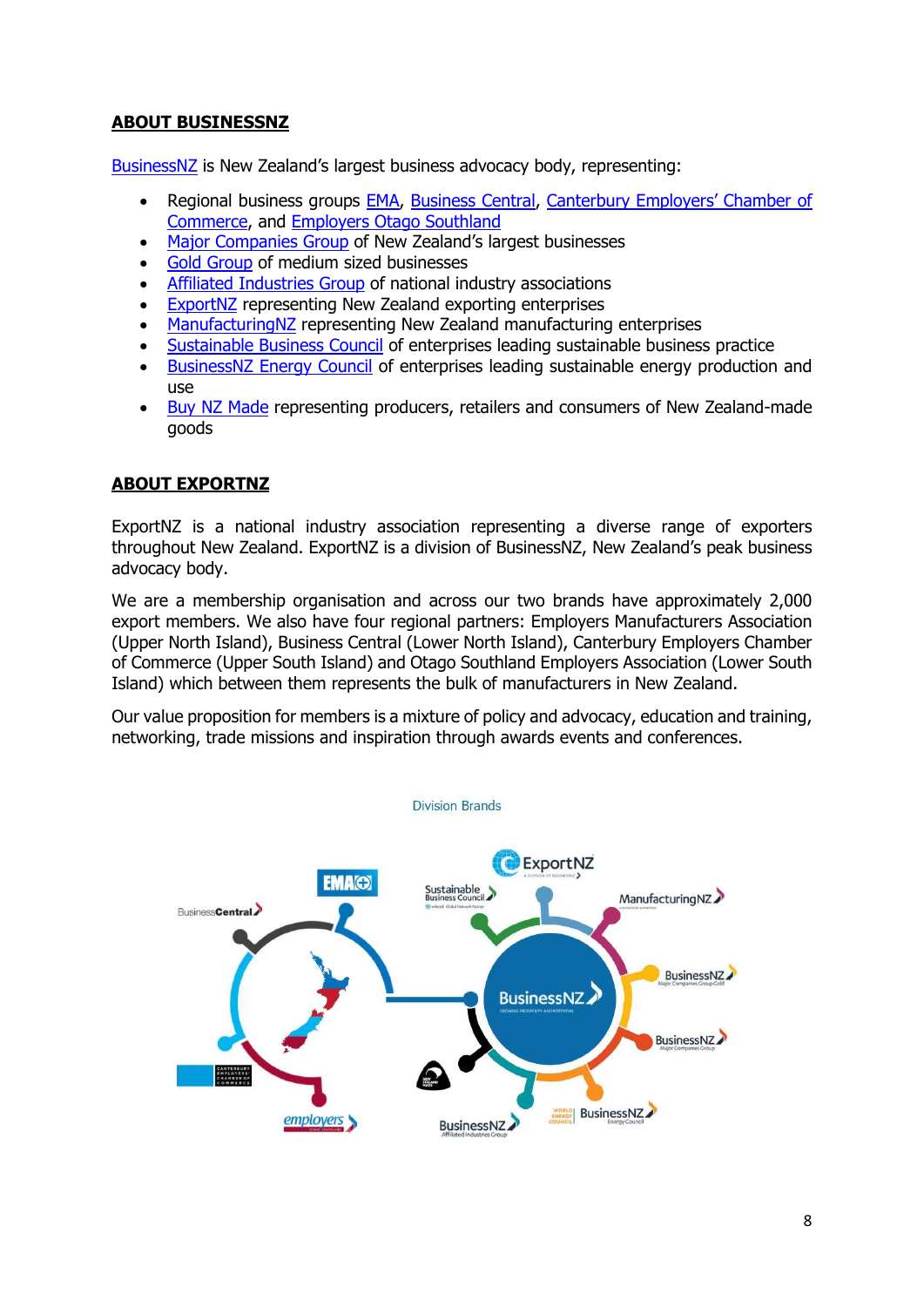## ABOUT BUSINESSNZ

BusinessNZ is New Zealand's largest business advocacy body, representing:

- Regional business groups EMA, Business Central, Canterbury Employers' Chamber of Commerce, and Employers Otago Southland
- Major Companies Group of New Zealand's largest businesses
- Gold Group of medium sized businesses
- Affiliated Industries Group of national industry associations
- ExportNZ representing New Zealand exporting enterprises
- ManufacturingNZ representing New Zealand manufacturing enterprises
- Sustainable Business Council of enterprises leading sustainable business practice
- BusinessNZ Energy Council of enterprises leading sustainable energy production and use
- Buy NZ Made representing producers, retailers and consumers of New Zealand-made goods

## ABOUT EXPORTNZ

ExportNZ is a national industry association representing a diverse range of exporters throughout New Zealand. ExportNZ is a division of BusinessNZ, New Zealand's peak business advocacy body.

We are a membership organisation and across our two brands have approximately 2,000 export members. We also have four regional partners: Employers Manufacturers Association (Upper North Island), Business Central (Lower North Island), Canterbury Employers Chamber of Commerce (Upper South Island) and Otago Southland Employers Association (Lower South Island) which between them represents the bulk of manufacturers in New Zealand.

Our value proposition for members is a mixture of policy and advocacy, education and training, networking, trade missions and inspiration through awards events and conferences.

Division Brands

BusinessCentral
EMA
Sustainable Business Council
ExportNZ
ManufacturingNZ
BusinessNZ
BusinessNZ Major Companies Group Gold
BusinessNZ Major Companies Group
BusinessNZ Energy Council
BusinessNZ Affiliated Industries Group
Canterbury Employers' Chamber of Commerce
employers